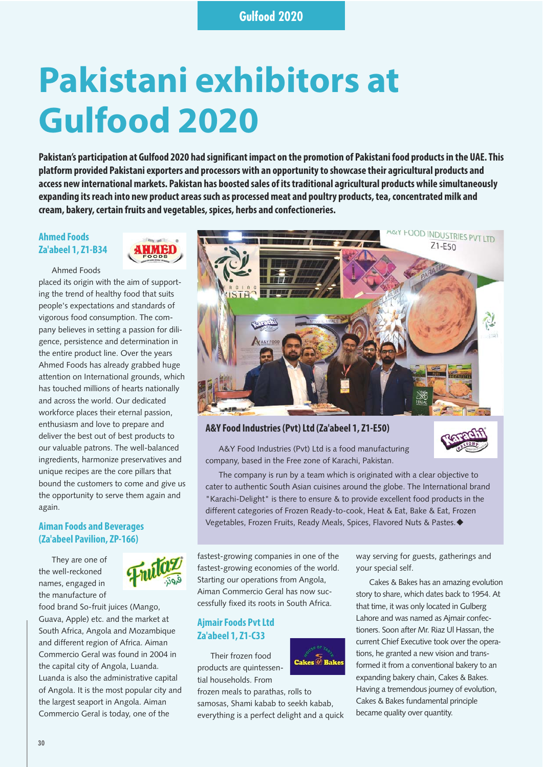# Pakistani exhibitors at Gulfood 2020

**Pakistan's participation at Gulfood 2020 had significant impact on the promotion of Pakistani food products in the UAE. This platform provided Pakistani exporters and processors with an opportunity to showcase their agricultural products and access new international markets. Pakistan has boosted sales of its traditional agricultural products while simultaneously expanding its reach into new product areas such as processed meat and poultry products, tea, concentrated milk and cream, bakery, certain fruits and vegetables, spices, herbs and confectioneries.**

### Ahmed Foods
### Za'abeel 1, Z1-B34

Ahmed Foods placed its origin with the aim of supporting the trend of healthy food that suits people's expectations and standards of vigorous food consumption. The company believes in setting a passion for diligence, persistence and determination in the entire product line. Over the years Ahmed Foods has already grabbed huge attention on International grounds, which has touched millions of hearts nationally and across the world. Our dedicated workforce places their eternal passion, enthusiasm and love to prepare and deliver the best out of best products to our valuable patrons. The well-balanced ingredients, harmonize preservatives and unique recipes are the core pillars that bound the customers to come and give us the opportunity to serve them again and again.

### Aiman Foods and Beverages (Za'abeel Pavilion, ZP-166)

They are one of the well-reckoned names, engaged in the manufacture of food brand So-fruit juices (Mango, Guava, Apple) etc. and the market at South Africa, Angola and Mozambique and different region of Africa. Aiman Commercio Geral was found in 2004 in the capital city of Angola, Luanda. Luanda is also the administrative capital of Angola. It is the most popular city and the largest seaport in Angola. Aiman Commercio Geral is today, one of the fastest-growing companies in one of the fastest-growing economies of the world. Starting our operations from Angola, Aiman Commercio Geral has now successfully fixed its roots in South Africa.

### A&Y Food Industries (Pvt) Ltd (Za'abeel 1, Z1-E50)

A&Y Food Industries (Pvt) Ltd is a food manufacturing company, based in the Free zone of Karachi, Pakistan.

The company is run by a team which is originated with a clear objective to cater to authentic South Asian cuisines around the globe. The International brand "Karachi-Delight" is there to ensure & to provide excellent food products in the different categories of Frozen Ready-to-cook, Heat & Eat, Bake & Eat, Frozen Vegetables, Frozen Fruits, Ready Meals, Spices, Flavored Nuts & Pastes.◆

### Ajmair Foods Pvt Ltd
### Za'abeel 1, Z1-C33

Their frozen food products are quintessential households. From frozen meals to parathas, rolls to samosas, Shami kabab to seekh kabab, everything is a perfect delight and a quick way serving for guests, gatherings and your special self.

Cakes & Bakes has an amazing evolution story to share, which dates back to 1954. At that time, it was only located in Gulberg Lahore and was named as Ajmair confectioners. Soon after Mr. Riaz Ul Hassan, the current Chief Executive took over the operations, he granted a new vision and transformed it from a conventional bakery to an expanding bakery chain, Cakes & Bakes. Having a tremendous journey of evolution, Cakes & Bakes fundamental principle became quality over quantity.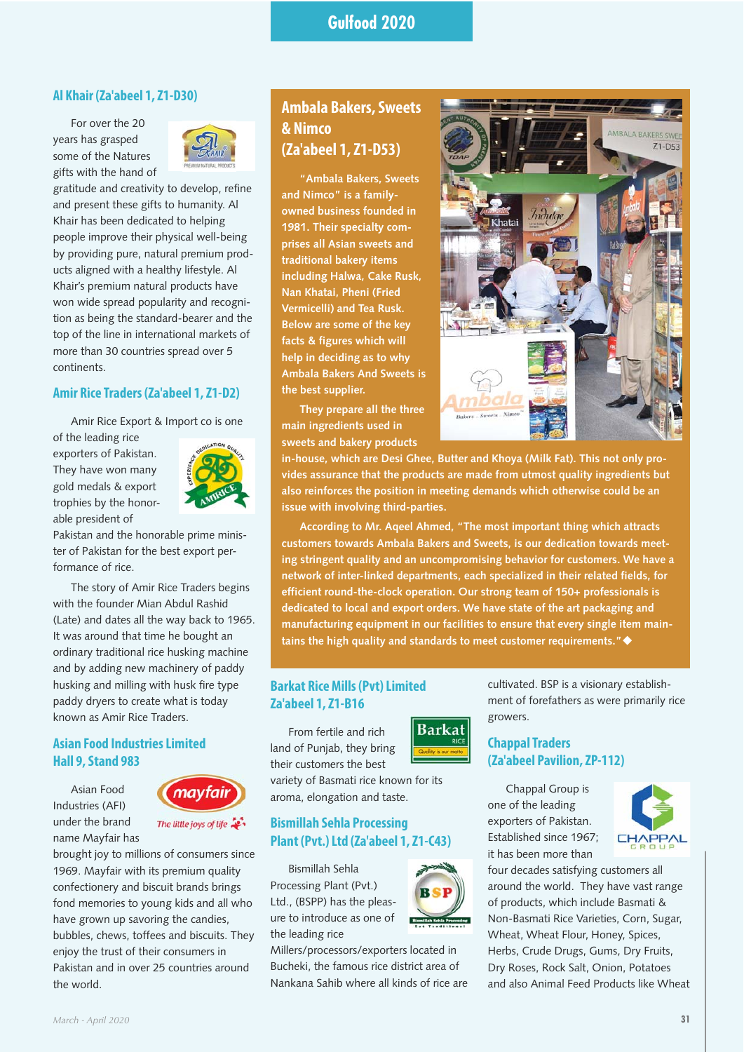## Al Khair (Za'abeel 1, Z1-D30)

For over the 20 years has grasped some of the Natures gifts with the hand of gratitude and creativity to develop, refine and present these gifts to humanity. Al Khair has been dedicated to helping people improve their physical well-being by providing pure, natural premium products aligned with a healthy lifestyle. Al Khair's premium natural products have won wide spread popularity and recognition as being the standard-bearer and the top of the line in international markets of more than 30 countries spread over 5 continents.

## Amir Rice Traders (Za'abeel 1, Z1-D2)

Amir Rice Export & Import co is one of the leading rice exporters of Pakistan. They have won many gold medals & export trophies by the honorable president of Pakistan and the honorable prime minister of Pakistan for the best export performance of rice.

The story of Amir Rice Traders begins with the founder Mian Abdul Rashid (Late) and dates all the way back to 1965. It was around that time he bought an ordinary traditional rice husking machine and by adding new machinery of paddy husking and milling with husk fire type paddy dryers to create what is today known as Amir Rice Traders.

## Asian Food Industries Limited Hall 9, Stand 983

Asian Food Industries (AFI) under the brand name Mayfair has brought joy to millions of consumers since 1969. Mayfair with its premium quality confectionery and biscuit brands brings fond memories to young kids and all who have grown up savoring the candies, bubbles, chews, toffees and biscuits. They enjoy the trust of their consumers in Pakistan and in over 25 countries around the world.

## Ambala Bakers, Sweets & Nimco (Za'abeel 1, Z1-D53)

**"Ambala Bakers, Sweets and Nimco" is a family-owned business founded in 1981. Their specialty comprises all Asian sweets and traditional bakery items including Halwa, Cake Rusk, Nan Khatai, Pheni (Fried Vermicelli) and Tea Rusk. Below are some of the key facts & figures which will help in deciding as to why Ambala Bakers And Sweets is the best supplier.**

**They prepare all the three main ingredients used in sweets and bakery products in-house, which are Desi Ghee, Butter and Khoya (Milk Fat). This not only provides assurance that the products are made from utmost quality ingredients but also reinforces the position in meeting demands which otherwise could be an issue with involving third-parties.**

**According to Mr. Aqeel Ahmed, "The most important thing which attracts customers towards Ambala Bakers and Sweets, is our dedication towards meeting stringent quality and an uncompromising behavior for customers. We have a network of inter-linked departments, each specialized in their related fields, for efficient round-the-clock operation. Our strong team of 150+ professionals is dedicated to local and export orders. We have state of the art packaging and manufacturing equipment in our facilities to ensure that every single item maintains the high quality and standards to meet customer requirements."◆**

## Barkat Rice Mills (Pvt) Limited Za'abeel 1, Z1-B16

From fertile and rich land of Punjab, they bring their customers the best variety of Basmati rice known for its aroma, elongation and taste.

## Bismillah Sehla Processing Plant (Pvt.) Ltd (Za'abeel 1, Z1-C43)

Bismillah Sehla Processing Plant (Pvt.) Ltd., (BSPP) has the pleasure to introduce as one of the leading rice Millers/processors/exporters located in Bucheki, the famous rice district area of Nankana Sahib where all kinds of rice are cultivated. BSP is a visionary establishment of forefathers as were primarily rice growers.

## Chappal Traders (Za'abeel Pavilion, ZP-112)

Chappal Group is one of the leading exporters of Pakistan. Established since 1967; it has been more than four decades satisfying customers all around the world. They have vast range of products, which include Basmati & Non-Basmati Rice Varieties, Corn, Sugar, Wheat, Wheat Flour, Honey, Spices, Herbs, Crude Drugs, Gums, Dry Fruits, Dry Roses, Rock Salt, Onion, Potatoes and also Animal Feed Products like Wheat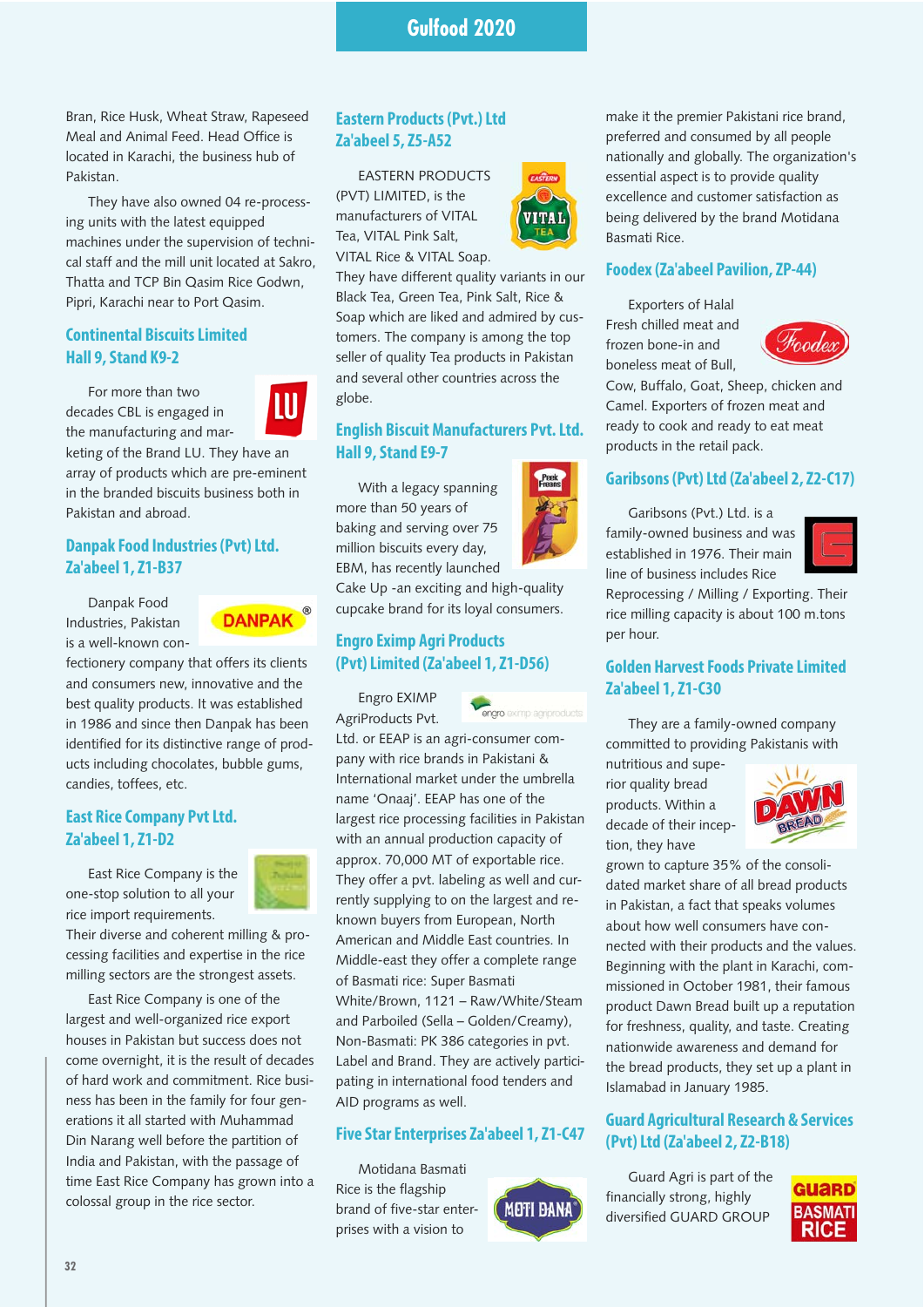Bran, Rice Husk, Wheat Straw, Rapeseed Meal and Animal Feed. Head Office is located in Karachi, the business hub of Pakistan.

They have also owned 04 re-processing units with the latest equipped machines under the supervision of technical staff and the mill unit located at Sakro, Thatta and TCP Bin Qasim Rice Godwn, Pipri, Karachi near to Port Qasim.

## Continental Biscuits Limited Hall 9, Stand K9-2

For more than two decades CBL is engaged in the manufacturing and marketing of the Brand LU. They have an array of products which are pre-eminent in the branded biscuits business both in Pakistan and abroad.

## Danpak Food Industries (Pvt) Ltd. Za'abeel 1, Z1-B37

Danpak Food Industries, Pakistan is a well-known confectionery company that offers its clients and consumers new, innovative and the best quality products. It was established in 1986 and since then Danpak has been identified for its distinctive range of products including chocolates, bubble gums, candies, toffees, etc.

## East Rice Company Pvt Ltd. Za'abeel 1, Z1-D2

East Rice Company is the one-stop solution to all your rice import requirements. Their diverse and coherent milling & processing facilities and expertise in the rice milling sectors are the strongest assets.

East Rice Company is one of the largest and well-organized rice export houses in Pakistan but success does not come overnight, it is the result of decades of hard work and commitment. Rice business has been in the family for four generations it all started with Muhammad Din Narang well before the partition of India and Pakistan, with the passage of time East Rice Company has grown into a colossal group in the rice sector.

## Eastern Products (Pvt.) Ltd Za'abeel 5, Z5-A52

EASTERN PRODUCTS (PVT) LIMITED, is the manufacturers of VITAL Tea, VITAL Pink Salt, VITAL Rice & VITAL Soap. They have different quality variants in our Black Tea, Green Tea, Pink Salt, Rice & Soap which are liked and admired by customers. The company is among the top seller of quality Tea products in Pakistan and several other countries across the globe.

## English Biscuit Manufacturers Pvt. Ltd. Hall 9, Stand E9-7

With a legacy spanning more than 50 years of baking and serving over 75 million biscuits every day, EBM, has recently launched Cake Up -an exciting and high-quality cupcake brand for its loyal consumers.

## Engro Eximp Agri Products (Pvt) Limited (Za'abeel 1, Z1-D56)

Engro EXIMP AgriProducts Pvt. Ltd. or EEAP is an agri-consumer company with rice brands in Pakistani & International market under the umbrella name 'Onaaj'. EEAP has one of the largest rice processing facilities in Pakistan with an annual production capacity of approx. 70,000 MT of exportable rice. They offer a pvt. labeling as well and currently supplying to on the largest and renown buyers from European, North American and Middle East countries. In Middle-east they offer a complete range of Basmati rice: Super Basmati White/Brown, 1121 – Raw/White/Steam and Parboiled (Sella – Golden/Creamy), Non-Basmati: PK 386 categories in pvt. Label and Brand. They are actively participating in international food tenders and AID programs as well.

## Five Star Enterprises Za'abeel 1, Z1-C47

Motidana Basmati Rice is the flagship brand of five-star enterprises with a vision to make it the premier Pakistani rice brand, preferred and consumed by all people nationally and globally. The organization's essential aspect is to provide quality excellence and customer satisfaction as being delivered by the brand Motidana Basmati Rice.

## Foodex (Za'abeel Pavilion, ZP-44)

Exporters of Halal Fresh chilled meat and frozen bone-in and boneless meat of Bull, Cow, Buffalo, Goat, Sheep, chicken and Camel. Exporters of frozen meat and ready to cook and ready to eat meat products in the retail pack.

## Garibsons (Pvt) Ltd (Za'abeel 2, Z2-C17)

Garibsons (Pvt.) Ltd. is a family-owned business and was established in 1976. Their main line of business includes Rice Reprocessing / Milling / Exporting. Their rice milling capacity is about 100 m.tons per hour.

## Golden Harvest Foods Private Limited Za'abeel 1, Z1-C30

They are a family-owned company committed to providing Pakistanis with nutritious and superior quality bread products. Within a decade of their inception, they have grown to capture 35% of the consolidated market share of all bread products in Pakistan, a fact that speaks volumes about how well consumers have connected with their products and the values. Beginning with the plant in Karachi, commissioned in October 1981, their famous product Dawn Bread built up a reputation for freshness, quality, and taste. Creating nationwide awareness and demand for the bread products, they set up a plant in Islamabad in January 1985.

## Guard Agricultural Research & Services (Pvt) Ltd (Za'abeel 2, Z2-B18)

Guard Agri is part of the financially strong, highly diversified GUARD GROUP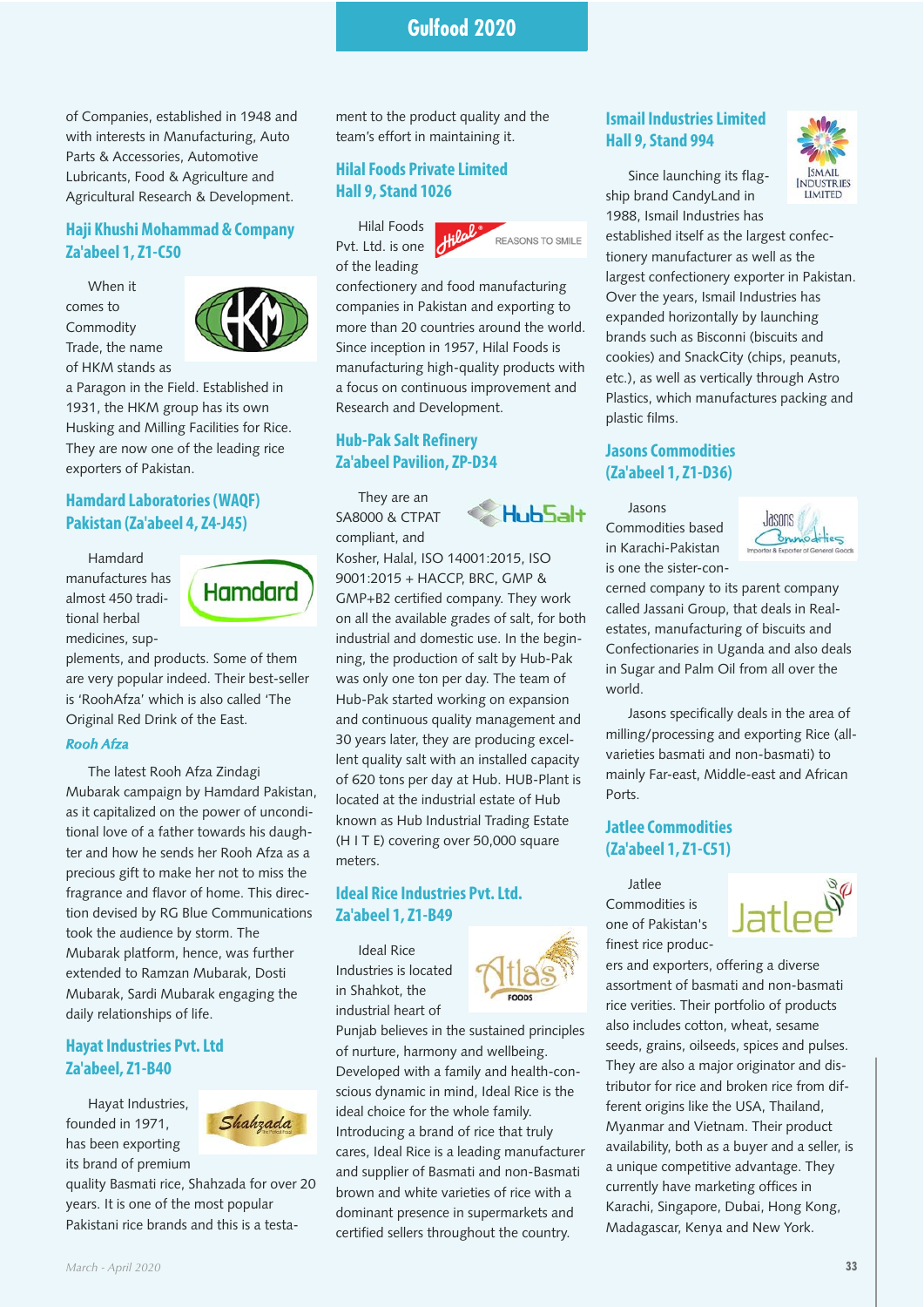of Companies, established in 1948 and with interests in Manufacturing, Auto Parts & Accessories, Automotive Lubricants, Food & Agriculture and Agricultural Research & Development.

## Haji Khushi Mohammad & Company Za'abeel 1, Z1-C50

When it comes to Commodity Trade, the name of HKM stands as a Paragon in the Field. Established in 1931, the HKM group has its own Husking and Milling Facilities for Rice. They are now one of the leading rice exporters of Pakistan.

## Hamdard Laboratories (WAQF) Pakistan (Za'abeel 4, Z4-J45)

Hamdard manufactures has almost 450 traditional herbal medicines, supplements, and products. Some of them are very popular indeed. Their best-seller is 'RoohAfza' which is also called 'The Original Red Drink of the East.

### *Rooh Afza*

The latest Rooh Afza Zindagi Mubarak campaign by Hamdard Pakistan, as it capitalized on the power of unconditional love of a father towards his daughter and how he sends her Rooh Afza as a precious gift to make her not to miss the fragrance and flavor of home. This direction devised by RG Blue Communications took the audience by storm. The Mubarak platform, hence, was further extended to Ramzan Mubarak, Dosti Mubarak, Sardi Mubarak engaging the daily relationships of life.

## Hayat Industries Pvt. Ltd Za'abeel, Z1-B40

Hayat Industries, founded in 1971, has been exporting its brand of premium quality Basmati rice, Shahzada for over 20 years. It is one of the most popular Pakistani rice brands and this is a testament to the product quality and the team's effort in maintaining it.

## Hilal Foods Private Limited Hall 9, Stand 1026

Hilal Foods Pvt. Ltd. is one of the leading confectionery and food manufacturing companies in Pakistan and exporting to more than 20 countries around the world. Since inception in 1957, Hilal Foods is manufacturing high-quality products with a focus on continuous improvement and Research and Development.

## Hub-Pak Salt Refinery Za'abeel Pavilion, ZP-D34

They are an SA8000 & CTPAT compliant, and Kosher, Halal, ISO 14001:2015, ISO 9001:2015 + HACCP, BRC, GMP & GMP+B2 certified company. They work on all the available grades of salt, for both industrial and domestic use. In the beginning, the production of salt by Hub-Pak was only one ton per day. The team of Hub-Pak started working on expansion and continuous quality management and 30 years later, they are producing excellent quality salt with an installed capacity of 620 tons per day at Hub. HUB-Plant is located at the industrial estate of Hub known as Hub Industrial Trading Estate (H I T E) covering over 50,000 square meters.

## Ideal Rice Industries Pvt. Ltd. Za'abeel 1, Z1-B49

Ideal Rice Industries is located in Shahkot, the industrial heart of Punjab believes in the sustained principles of nurture, harmony and wellbeing. Developed with a family and health-conscious dynamic in mind, Ideal Rice is the ideal choice for the whole family. Introducing a brand of rice that truly cares, Ideal Rice is a leading manufacturer and supplier of Basmati and non-Basmati brown and white varieties of rice with a dominant presence in supermarkets and certified sellers throughout the country.

## Ismail Industries Limited Hall 9, Stand 994

Since launching its flagship brand CandyLand in 1988, Ismail Industries has established itself as the largest confectionery manufacturer as well as the largest confectionery exporter in Pakistan. Over the years, Ismail Industries has expanded horizontally by launching brands such as Bisconni (biscuits and cookies) and SnackCity (chips, peanuts, etc.), as well as vertically through Astro Plastics, which manufactures packing and plastic films.

## Jasons Commodities (Za'abeel 1, Z1-D36)

Jasons Commodities based in Karachi-Pakistan is one the sister-concerned company to its parent company called Jassani Group, that deals in Real-estates, manufacturing of biscuits and Confectionaries in Uganda and also deals in Sugar and Palm Oil from all over the world.

Jasons specifically deals in the area of milling/processing and exporting Rice (all-varieties basmati and non-basmati) to mainly Far-east, Middle-east and African Ports.

## Jatlee Commodities (Za'abeel 1, Z1-C51)

Jatlee Commodities is one of Pakistan's finest rice producers and exporters, offering a diverse assortment of basmati and non-basmati rice verities. Their portfolio of products also includes cotton, wheat, sesame seeds, grains, oilseeds, spices and pulses. They are also a major originator and distributor for rice and broken rice from different origins like the USA, Thailand, Myanmar and Vietnam. Their product availability, both as a buyer and a seller, is a unique competitive advantage. They currently have marketing offices in Karachi, Singapore, Dubai, Hong Kong, Madagascar, Kenya and New York.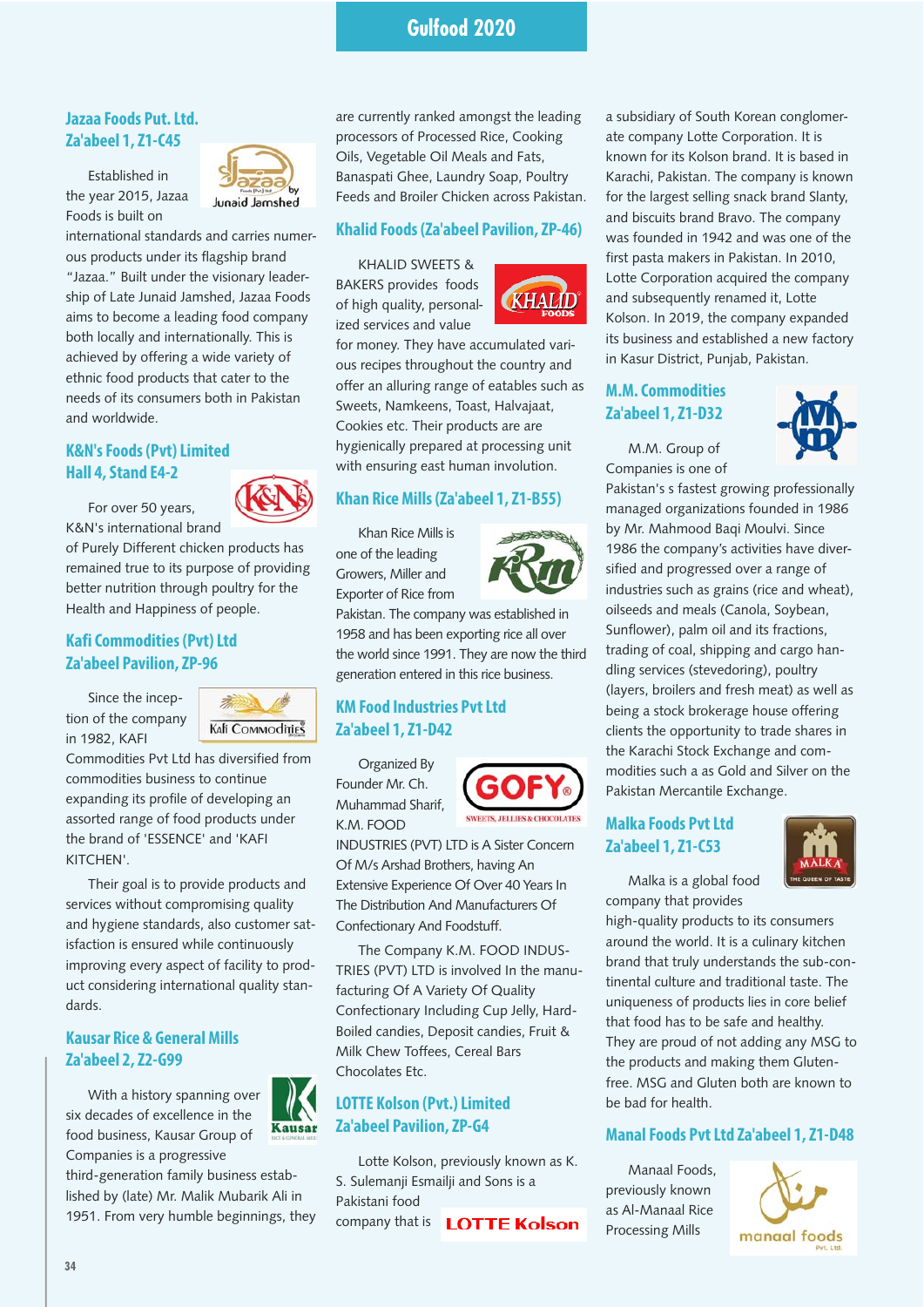### Jazaa Foods Put. Ltd.
### Za'abeel 1, Z1-C45

Established in the year 2015, Jazaa Foods is built on international standards and carries numerous products under its flagship brand "Jazaa." Built under the visionary leadership of Late Junaid Jamshed, Jazaa Foods aims to become a leading food company both locally and internationally. This is achieved by offering a wide variety of ethnic food products that cater to the needs of its consumers both in Pakistan and worldwide.

### K&N's Foods (Pvt) Limited
### Hall 4, Stand E4-2

For over 50 years, K&N's international brand of Purely Different chicken products has remained true to its purpose of providing better nutrition through poultry for the Health and Happiness of people.

### Kafi Commodities (Pvt) Ltd
### Za'abeel Pavilion, ZP-96

Since the inception of the company in 1982, KAFI Commodities Pvt Ltd has diversified from commodities business to continue expanding its profile of developing an assorted range of food products under the brand of 'ESSENCE' and 'KAFI KITCHEN'.

Their goal is to provide products and services without compromising quality and hygiene standards, also customer satisfaction is ensured while continuously improving every aspect of facility to product considering international quality standards.

### Kausar Rice & General Mills
### Za'abeel 2, Z2-G99

With a history spanning over six decades of excellence in the food business, Kausar Group of Companies is a progressive third-generation family business established by (late) Mr. Malik Mubarik Ali in 1951. From very humble beginnings, they are currently ranked amongst the leading processors of Processed Rice, Cooking Oils, Vegetable Oil Meals and Fats, Banaspati Ghee, Laundry Soap, Poultry Feeds and Broiler Chicken across Pakistan.

### Khalid Foods (Za'abeel Pavilion, ZP-46)

KHALID SWEETS & BAKERS provides foods of high quality, personalized services and value for money. They have accumulated various recipes throughout the country and offer an alluring range of eatables such as Sweets, Namkeens, Toast, Halvajaat, Cookies etc. Their products are are hygienically prepared at processing unit with ensuring east human involution.

### Khan Rice Mills (Za'abeel 1, Z1-B55)

Khan Rice Mills is one of the leading Growers, Miller and Exporter of Rice from Pakistan. The company was established in 1958 and has been exporting rice all over the world since 1991. They are now the third generation entered in this rice business.

### KM Food Industries Pvt Ltd
### Za'abeel 1, Z1-D42

Organized By Founder Mr. Ch. Muhammad Sharif, K.M. FOOD INDUSTRIES (PVT) LTD is A Sister Concern Of M/s Arshad Brothers, having An Extensive Experience Of Over 40 Years In The Distribution And Manufacturers Of Confectionary And Foodstuff.

The Company K.M. FOOD INDUSTRIES (PVT) LTD is involved In the manufacturing Of A Variety Of Quality Confectionary Including Cup Jelly, Hard-Boiled candies, Deposit candies, Fruit & Milk Chew Toffees, Cereal Bars Chocolates Etc.

### LOTTE Kolson (Pvt.) Limited
### Za'abeel Pavilion, ZP-G4

Lotte Kolson, previously known as K. S. Sulemanji Esmailji and Sons is a Pakistani food company that is a subsidiary of South Korean conglomerate company Lotte Corporation. It is known for its Kolson brand. It is based in Karachi, Pakistan. The company is known for the largest selling snack brand Slanty, and biscuits brand Bravo. The company was founded in 1942 and was one of the first pasta makers in Pakistan. In 2010, Lotte Corporation acquired the company and subsequently renamed it, Lotte Kolson. In 2019, the company expanded its business and established a new factory in Kasur District, Punjab, Pakistan.

### M.M. Commodities
### Za'abeel 1, Z1-D32

M.M. Group of Companies is one of Pakistan's s fastest growing professionally managed organizations founded in 1986 by Mr. Mahmood Baqi Moulvi. Since 1986 the company's activities have diversified and progressed over a range of industries such as grains (rice and wheat), oilseeds and meals (Canola, Soybean, Sunflower), palm oil and its fractions, trading of coal, shipping and cargo handling services (stevedoring), poultry (layers, broilers and fresh meat) as well as being a stock brokerage house offering clients the opportunity to trade shares in the Karachi Stock Exchange and commodities such a as Gold and Silver on the Pakistan Mercantile Exchange.

### Malka Foods Pvt Ltd
### Za'abeel 1, Z1-C53

Malka is a global food company that provides high-quality products to its consumers around the world. It is a culinary kitchen brand that truly understands the sub-continental culture and traditional taste. The uniqueness of products lies in core belief that food has to be safe and healthy. They are proud of not adding any MSG to the products and making them Gluten-free. MSG and Gluten both are known to be bad for health.

### Manal Foods Pvt Ltd Za'abeel 1, Z1-D48

Manaal Foods, previously known as Al-Manaal Rice Processing Mills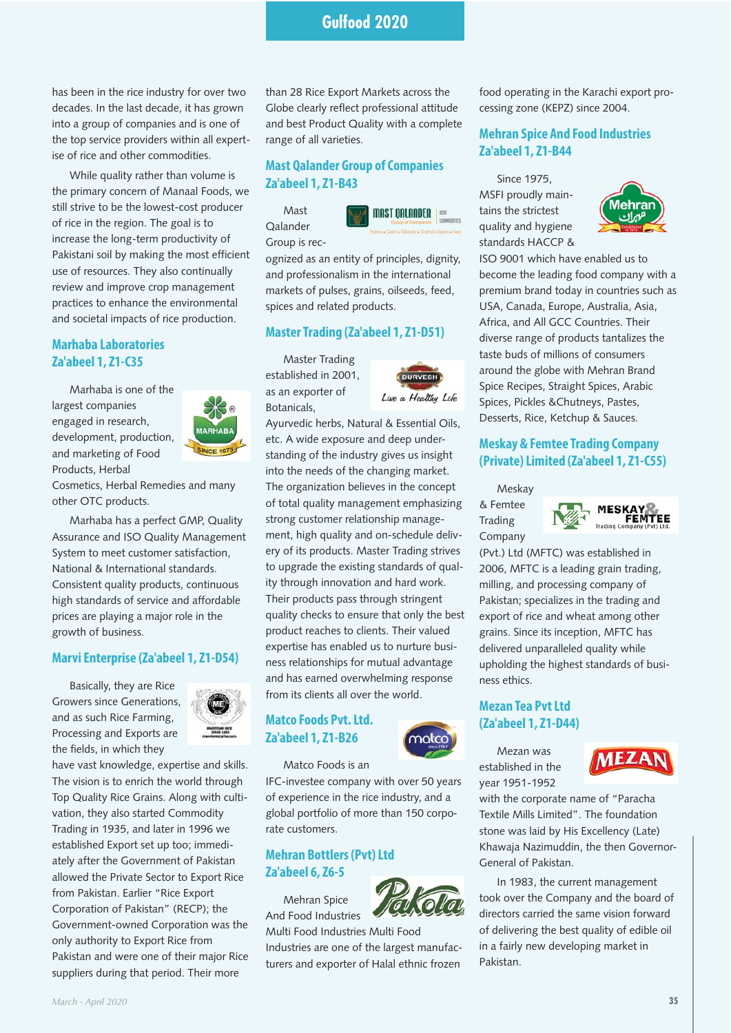has been in the rice industry for over two decades. In the last decade, it has grown into a group of companies and is one of the top service providers within all expertise of rice and other commodities.

While quality rather than volume is the primary concern of Manaal Foods, we still strive to be the lowest-cost producer of rice in the region. The goal is to increase the long-term productivity of Pakistani soil by making the most efficient use of resources. They also continually review and improve crop management practices to enhance the environmental and societal impacts of rice production.

## Marhaba Laboratories Za'abeel 1, Z1-C35

Marhaba is one of the largest companies engaged in research, development, production, and marketing of Food Products, Herbal Cosmetics, Herbal Remedies and many other OTC products.

Marhaba has a perfect GMP, Quality Assurance and ISO Quality Management System to meet customer satisfaction, National & International standards. Consistent quality products, continuous high standards of service and affordable prices are playing a major role in the growth of business.

## Marvi Enterprise (Za'abeel 1, Z1-D54)

Basically, they are Rice Growers since Generations, and as such Rice Farming, Processing and Exports are the fields, in which they have vast knowledge, expertise and skills. The vision is to enrich the world through Top Quality Rice Grains. Along with cultivation, they also started Commodity Trading in 1935, and later in 1996 we established Export set up too; immediately after the Government of Pakistan allowed the Private Sector to Export Rice from Pakistan. Earlier "Rice Export Corporation of Pakistan" (RECP); the Government-owned Corporation was the only authority to Export Rice from Pakistan and were one of their major Rice suppliers during that period. Their more than 28 Rice Export Markets across the Globe clearly reflect professional attitude and best Product Quality with a complete range of all varieties.

## Mast Qalander Group of Companies Za'abeel 1, Z1-B43

Mast Qalander Group is recognized as an entity of principles, dignity, and professionalism in the international markets of pulses, grains, oilseeds, feed, spices and related products.

## Master Trading (Za'abeel 1, Z1-D51)

Master Trading established in 2001, as an exporter of Botanicals, Ayurvedic herbs, Natural & Essential Oils, etc. A wide exposure and deep understanding of the industry gives us insight into the needs of the changing market. The organization believes in the concept of total quality management emphasizing strong customer relationship management, high quality and on-schedule delivery of its products. Master Trading strives to upgrade the existing standards of quality through innovation and hard work. Their products pass through stringent quality checks to ensure that only the best product reaches to clients. Their valued expertise has enabled us to nurture business relationships for mutual advantage and has earned overwhelming response from its clients all over the world.

## Matco Foods Pvt. Ltd. Za'abeel 1, Z1-B26

Matco Foods is an IFC-investee company with over 50 years of experience in the rice industry, and a global portfolio of more than 150 corporate customers.

## Mehran Bottlers (Pvt) Ltd Za'abeel 6, Z6-5

Mehran Spice And Food Industries Multi Food Industries Multi Food Industries are one of the largest manufacturers and exporter of Halal ethnic frozen food operating in the Karachi export processing zone (KEPZ) since 2004.

## Mehran Spice And Food Industries Za'abeel 1, Z1-B44

Since 1975, MSFI proudly maintains the strictest quality and hygiene standards HACCP & ISO 9001 which have enabled us to become the leading food company with a premium brand today in countries such as USA, Canada, Europe, Australia, Asia, Africa, and All GCC Countries. Their diverse range of products tantalizes the taste buds of millions of consumers around the globe with Mehran Brand Spice Recipes, Straight Spices, Arabic Spices, Pickles &Chutneys, Pastes, Desserts, Rice, Ketchup & Sauces.

## Meskay & Femtee Trading Company (Private) Limited (Za'abeel 1, Z1-C55)

Meskay & Femtee Trading Company (Pvt.) Ltd (MFTC) was established in 2006, MFTC is a leading grain trading, milling, and processing company of Pakistan; specializes in the trading and export of rice and wheat among other grains. Since its inception, MFTC has delivered unparalleled quality while upholding the highest standards of business ethics.

## Mezan Tea Pvt Ltd (Za'abeel 1, Z1-D44)

Mezan was established in the year 1951-1952 with the corporate name of "Paracha Textile Mills Limited". The foundation stone was laid by His Excellency (Late) Khawaja Nazimuddin, the then Governor-General of Pakistan.

In 1983, the current management took over the Company and the board of directors carried the same vision forward of delivering the best quality of edible oil in a fairly new developing market in Pakistan.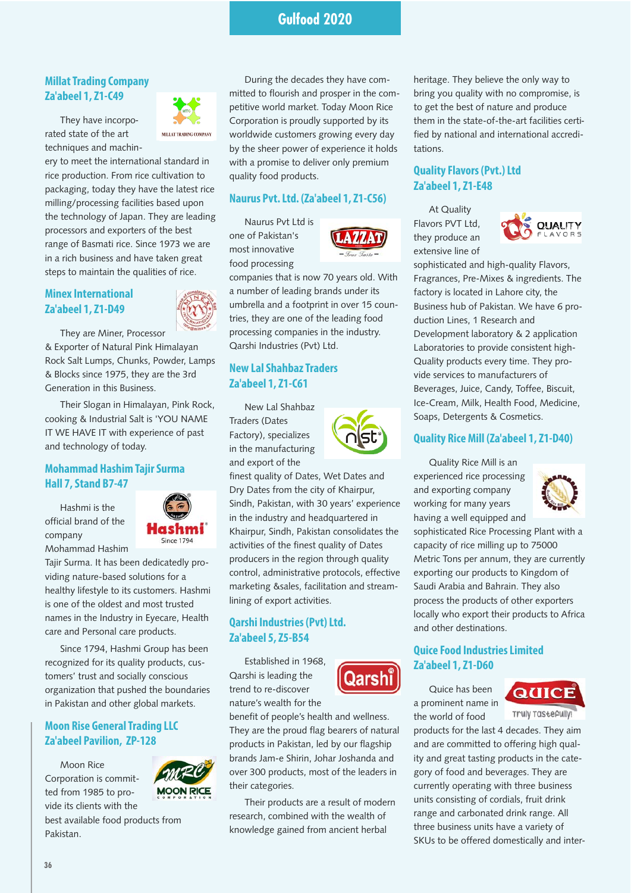## Millat Trading Company
## Za'abeel 1, Z1-C49

They have incorporated state of the art techniques and machinery to meet the international standard in rice production. From rice cultivation to packaging, today they have the latest rice milling/processing facilities based upon the technology of Japan. They are leading processors and exporters of the best range of Basmati rice. Since 1973 we are in a rich business and have taken great steps to maintain the qualities of rice.

## Minex International
## Za'abeel 1, Z1-D49

They are Miner, Processor & Exporter of Natural Pink Himalayan Rock Salt Lumps, Chunks, Powder, Lamps & Blocks since 1975, they are the 3rd Generation in this Business.

Their Slogan in Himalayan, Pink Rock, cooking & Industrial Salt is 'YOU NAME IT WE HAVE IT with experience of past and technology of today.

## Mohammad Hashim Tajir Surma
## Hall 7, Stand B7-47

Hashmi is the official brand of the company Mohammad Hashim Tajir Surma. It has been dedicatedly providing nature-based solutions for a healthy lifestyle to its customers. Hashmi is one of the oldest and most trusted names in the Industry in Eyecare, Health care and Personal care products.

Since 1794, Hashmi Group has been recognized for its quality products, customers' trust and socially conscious organization that pushed the boundaries in Pakistan and other global markets.

## Moon Rise General Trading LLC
## Za'abeel Pavilion, ZP-128

Moon Rice Corporation is committed from 1985 to provide its clients with the best available food products from Pakistan.

During the decades they have committed to flourish and prosper in the competitive world market. Today Moon Rice Corporation is proudly supported by its worldwide customers growing every day by the sheer power of experience it holds with a promise to deliver only premium quality food products.

## Naurus Pvt. Ltd. (Za'abeel 1, Z1-C56)

Naurus Pvt Ltd is one of Pakistan's most innovative food processing companies that is now 70 years old. With a number of leading brands under its umbrella and a footprint in over 15 countries, they are one of the leading food processing companies in the industry. Qarshi Industries (Pvt) Ltd.

## New Lal Shahbaz Traders
## Za'abeel 1, Z1-C61

New Lal Shahbaz Traders (Dates Factory), specializes in the manufacturing and export of the finest quality of Dates, Wet Dates and Dry Dates from the city of Khairpur, Sindh, Pakistan, with 30 years' experience in the industry and headquartered in Khairpur, Sindh, Pakistan consolidates the activities of the finest quality of Dates producers in the region through quality control, administrative protocols, effective marketing &sales, facilitation and streamlining of export activities.

## Qarshi Industries (Pvt) Ltd.
## Za'abeel 5, Z5-B54

Established in 1968, Qarshi is leading the trend to re-discover nature's wealth for the benefit of people's health and wellness. They are the proud flag bearers of natural products in Pakistan, led by our flagship brands Jam-e Shirin, Johar Joshanda and over 300 products, most of the leaders in their categories.

Their products are a result of modern research, combined with the wealth of knowledge gained from ancient herbal heritage. They believe the only way to bring you quality with no compromise, is to get the best of nature and produce them in the state-of-the-art facilities certified by national and international accreditations.

## Quality Flavors (Pvt.) Ltd
## Za'abeel 1, Z1-E48

At Quality Flavors PVT Ltd, they produce an extensive line of sophisticated and high-quality Flavors, Fragrances, Pre-Mixes & ingredients. The factory is located in Lahore city, the Business hub of Pakistan. We have 6 production Lines, 1 Research and Development laboratory & 2 application Laboratories to provide consistent high-Quality products every time. They provide services to manufacturers of Beverages, Juice, Candy, Toffee, Biscuit, Ice-Cream, Milk, Health Food, Medicine, Soaps, Detergents & Cosmetics.

## Quality Rice Mill (Za'abeel 1, Z1-D40)

Quality Rice Mill is an experienced rice processing and exporting company working for many years having a well equipped and sophisticated Rice Processing Plant with a capacity of rice milling up to 75000 Metric Tons per annum, they are currently exporting our products to Kingdom of Saudi Arabia and Bahrain. They also process the products of other exporters locally who export their products to Africa and other destinations.

## Quice Food Industries Limited
## Za'abeel 1, Z1-D60

Quice has been a prominent name in the world of food products for the last 4 decades. They aim and are committed to offering high quality and great tasting products in the category of food and beverages. They are currently operating with three business units consisting of cordials, fruit drink range and carbonated drink range. All three business units have a variety of SKUs to be offered domestically and inter-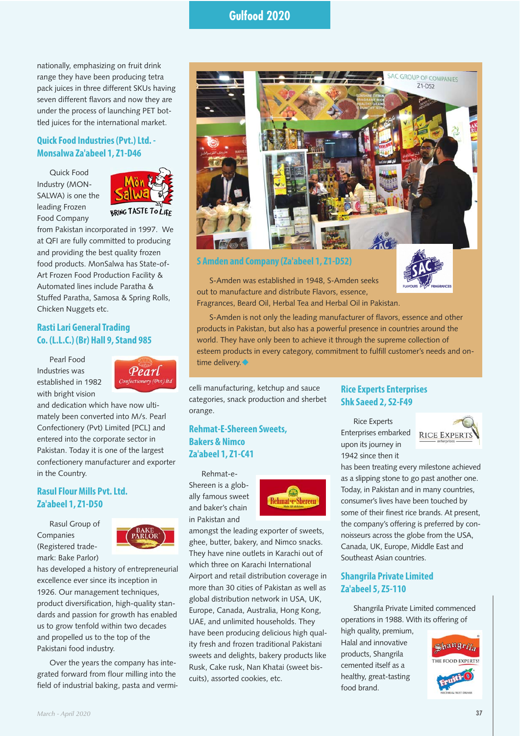nationally, emphasizing on fruit drink range they have been producing tetra pack juices in three different SKUs having seven different flavors and now they are under the process of launching PET bottled juices for the international market.

## Quick Food Industries (Pvt.) Ltd. - Monsalwa Za'abeel 1, Z1-D46

Quick Food Industry (MONSALWA) is one the leading Frozen Food Company from Pakistan incorporated in 1997. We at QFI are fully committed to producing and providing the best quality frozen food products. MonSalwa has State-of-Art Frozen Food Production Facility & Automated lines include Paratha & Stuffed Paratha, Samosa & Spring Rolls, Chicken Nuggets etc.

## Rasti Lari General Trading Co. (L.L.C.) (Br) Hall 9, Stand 985

Pearl Food Industries was established in 1982 with bright vision and dedication which have now ultimately been converted into M/s. Pearl Confectionery (Pvt) Limited [PCL] and entered into the corporate sector in Pakistan. Today it is one of the largest confectionery manufacturer and exporter in the Country.

## Rasul Flour Mills Pvt. Ltd. Za'abeel 1, Z1-D50

Rasul Group of Companies (Registered trademark: Bake Parlor) has developed a history of entrepreneurial excellence ever since its inception in 1926. Our management techniques, product diversification, high-quality standards and passion for growth has enabled us to grow tenfold within two decades and propelled us to the top of the Pakistani food industry.

Over the years the company has integrated forward from flour milling into the field of industrial baking, pasta and vermicelli manufacturing, ketchup and sauce categories, snack production and sherbet orange.

## S Amden and Company (Za'abeel 1, Z1-D52)

S-Amden was established in 1948, S-Amden seeks out to manufacture and distribute Flavors, essence, Fragrances, Beard Oil, Herbal Tea and Herbal Oil in Pakistan.

S-Amden is not only the leading manufacturer of flavors, essence and other products in Pakistan, but also has a powerful presence in countries around the world. They have only been to achieve it through the supreme collection of esteem products in every category, commitment to fulfill customer's needs and on-time delivery.

## Rehmat-E-Shereen Sweets, Bakers & Nimco Za'abeel 1, Z1-C41

Rehmat-e-Shereen is a globally famous sweet and baker's chain in Pakistan and amongst the leading exporter of sweets, ghee, butter, bakery, and Nimco snacks. They have nine outlets in Karachi out of which three on Karachi International Airport and retail distribution coverage in more than 30 cities of Pakistan as well as global distribution network in USA, UK, Europe, Canada, Australia, Hong Kong, UAE, and unlimited households. They have been producing delicious high quality fresh and frozen traditional Pakistani sweets and delights, bakery products like Rusk, Cake rusk, Nan Khatai (sweet biscuits), assorted cookies, etc.

## Rice Experts Enterprises Shk Saeed 2, S2-F49

Rice Experts Enterprises embarked upon its journey in 1942 since then it has been treating every milestone achieved as a slipping stone to go past another one. Today, in Pakistan and in many countries, consumer's lives have been touched by some of their finest rice brands. At present, the company's offering is preferred by connoisseurs across the globe from the USA, Canada, UK, Europe, Middle East and Southeast Asian countries.

## Shangrila Private Limited Za'abeel 5, Z5-110

Shangrila Private Limited commenced operations in 1988. With its offering of high quality, premium, Halal and innovative products, Shangrila cemented itself as a healthy, great-tasting food brand.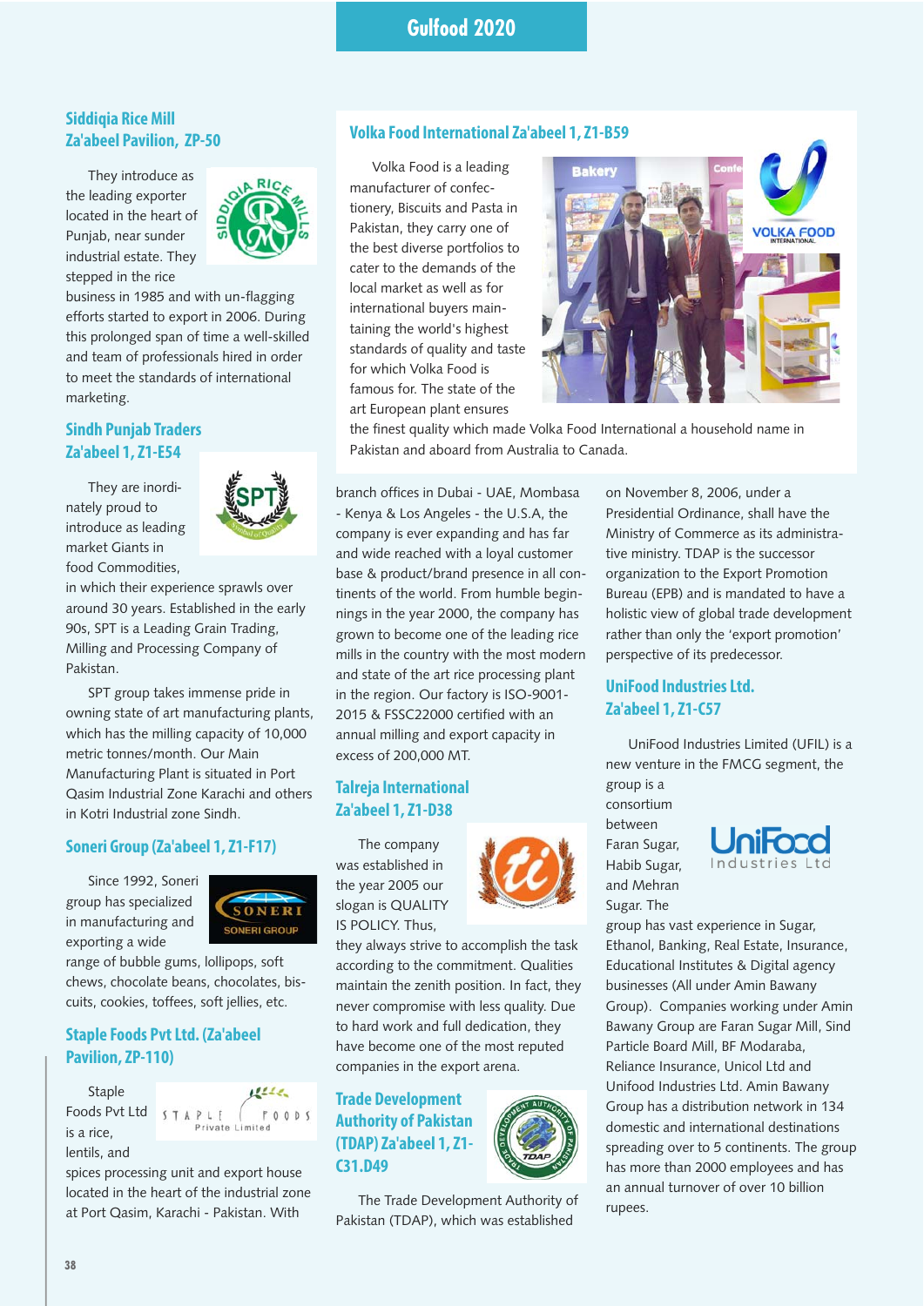## Siddiqia Rice Mill Za'abeel Pavilion, ZP-50

They introduce as the leading exporter located in the heart of Punjab, near sunder industrial estate. They stepped in the rice business in 1985 and with un-flagging efforts started to export in 2006. During this prolonged span of time a well-skilled and team of professionals hired in order to meet the standards of international marketing.

## Sindh Punjab Traders Za'abeel 1, Z1-E54

They are inordinately proud to introduce as leading market Giants in food Commodities, in which their experience sprawls over around 30 years. Established in the early 90s, SPT is a Leading Grain Trading, Milling and Processing Company of Pakistan.

SPT group takes immense pride in owning state of art manufacturing plants, which has the milling capacity of 10,000 metric tonnes/month. Our Main Manufacturing Plant is situated in Port Qasim Industrial Zone Karachi and others in Kotri Industrial zone Sindh.

## Soneri Group (Za'abeel 1, Z1-F17)

Since 1992, Soneri group has specialized in manufacturing and exporting a wide range of bubble gums, lollipops, soft chews, chocolate beans, chocolates, biscuits, cookies, toffees, soft jellies, etc.

## Staple Foods Pvt Ltd. (Za'abeel Pavilion, ZP-110)

Staple Foods Pvt Ltd is a rice, lentils, and spices processing unit and export house located in the heart of the industrial zone at Port Qasim, Karachi - Pakistan. With branch offices in Dubai - UAE, Mombasa - Kenya & Los Angeles - the U.S.A, the company is ever expanding and has far and wide reached with a loyal customer base & product/brand presence in all continents of the world. From humble beginnings in the year 2000, the company has grown to become one of the leading rice mills in the country with the most modern and state of the art rice processing plant in the region. Our factory is ISO-9001-2015 & FSSC22000 certified with an annual milling and export capacity in excess of 200,000 MT.

## Volka Food International Za'abeel 1, Z1-B59

Volka Food is a leading manufacturer of confectionery, Biscuits and Pasta in Pakistan, they carry one of the best diverse portfolios to cater to the demands of the local market as well as for international buyers maintaining the world's highest standards of quality and taste for which Volka Food is famous for. The state of the art European plant ensures the finest quality which made Volka Food International a household name in Pakistan and aboard from Australia to Canada.

## Talreja International Za'abeel 1, Z1-D38

The company was established in the year 2005 our slogan is QUALITY IS POLICY. Thus, they always strive to accomplish the task according to the commitment. Qualities maintain the zenith position. In fact, they never compromise with less quality. Due to hard work and full dedication, they have become one of the most reputed companies in the export arena.

## Trade Development Authority of Pakistan (TDAP) Za'abeel 1, Z1-C31.D49

The Trade Development Authority of Pakistan (TDAP), which was established on November 8, 2006, under a Presidential Ordinance, shall have the Ministry of Commerce as its administrative ministry. TDAP is the successor organization to the Export Promotion Bureau (EPB) and is mandated to have a holistic view of global trade development rather than only the 'export promotion' perspective of its predecessor.

## UniFood Industries Ltd. Za'abeel 1, Z1-C57

UniFood Industries Limited (UFIL) is a new venture in the FMCG segment, the group is a consortium between Faran Sugar, Habib Sugar, and Mehran Sugar. The group has vast experience in Sugar, Ethanol, Banking, Real Estate, Insurance, Educational Institutes & Digital agency businesses (All under Amin Bawany Group). Companies working under Amin Bawany Group are Faran Sugar Mill, Sind Particle Board Mill, BF Modaraba, Reliance Insurance, Unicol Ltd and Unifood Industries Ltd. Amin Bawany Group has a distribution network in 134 domestic and international destinations spreading over to 5 continents. The group has more than 2000 employees and has an annual turnover of over 10 billion rupees.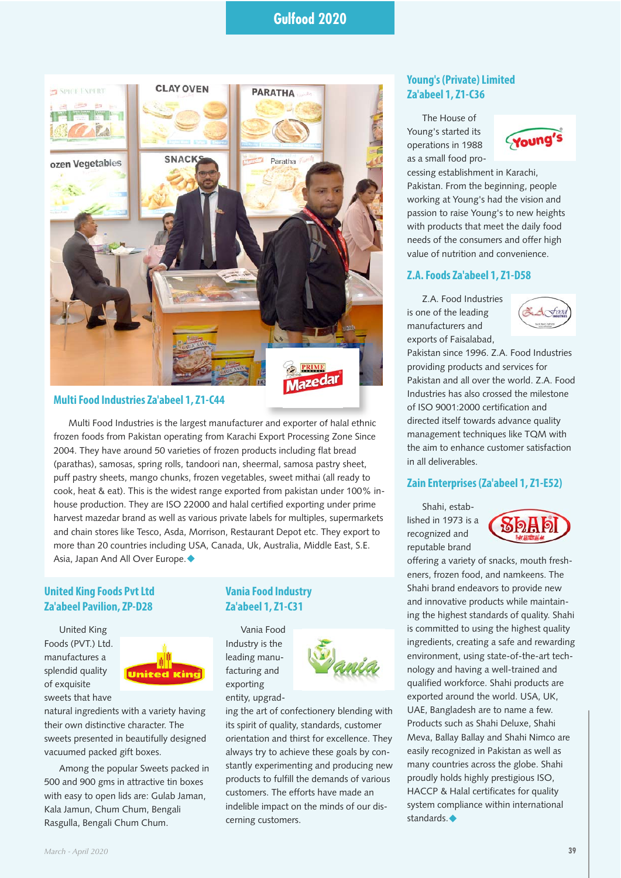## Multi Food Industries Za'abeel 1, Z1-C44

Multi Food Industries is the largest manufacturer and exporter of halal ethnic frozen foods from Pakistan operating from Karachi Export Processing Zone Since 2004. They have around 50 varieties of frozen products including flat bread (parathas), samosas, spring rolls, tandoori nan, sheermal, samosa pastry sheet, puff pastry sheets, mango chunks, frozen vegetables, sweet mithai (all ready to cook, heat & eat). This is the widest range exported from pakistan under 100% in-house production. They are ISO 22000 and halal certified exporting under prime harvest mazedar brand as well as various private labels for multiples, supermarkets and chain stores like Tesco, Asda, Morrison, Restaurant Depot etc. They export to more than 20 countries including USA, Canada, Uk, Australia, Middle East, S.E. Asia, Japan And All Over Europe.◆

## United King Foods Pvt Ltd Za'abeel Pavilion, ZP-D28

United King Foods (PVT.) Ltd. manufactures a splendid quality of exquisite sweets that have natural ingredients with a variety having their own distinctive character. The sweets presented in beautifully designed vacuumed packed gift boxes.

Among the popular Sweets packed in 500 and 900 gms in attractive tin boxes with easy to open lids are: Gulab Jaman, Kala Jamun, Chum Chum, Bengali Rasgulla, Bengali Chum Chum.

## Vania Food Industry Za'abeel 1, Z1-C31

Vania Food Industry is the leading manufacturing and exporting entity, upgrading the art of confectionery blending with its spirit of quality, standards, customer orientation and thirst for excellence. They always try to achieve these goals by constantly experimenting and producing new products to fulfill the demands of various customers. The efforts have made an indelible impact on the minds of our discerning customers.

## Young's (Private) Limited Za'abeel 1, Z1-C36

The House of Young's started its operations in 1988 as a small food processing establishment in Karachi, Pakistan. From the beginning, people working at Young's had the vision and passion to raise Young's to new heights with products that meet the daily food needs of the consumers and offer high value of nutrition and convenience.

## Z.A. Foods Za'abeel 1, Z1-D58

Z.A. Food Industries is one of the leading manufacturers and exports of Faisalabad, Pakistan since 1996. Z.A. Food Industries providing products and services for Pakistan and all over the world. Z.A. Food Industries has also crossed the milestone of ISO 9001:2000 certification and directed itself towards advance quality management techniques like TQM with the aim to enhance customer satisfaction in all deliverables.

## Zain Enterprises (Za'abeel 1, Z1-E52)

Shahi, established in 1973 is a recognized and reputable brand offering a variety of snacks, mouth fresheners, frozen food, and namkeens. The Shahi brand endeavors to provide new and innovative products while maintaining the highest standards of quality. Shahi is committed to using the highest quality ingredients, creating a safe and rewarding environment, using state-of-the-art technology and having a well-trained and qualified workforce. Shahi products are exported around the world. USA, UK, UAE, Bangladesh are to name a few. Products such as Shahi Deluxe, Shahi Meva, Ballay Ballay and Shahi Nimco are easily recognized in Pakistan as well as many countries across the globe. Shahi proudly holds highly prestigious ISO, HACCP & Halal certificates for quality system compliance within international standards.◆